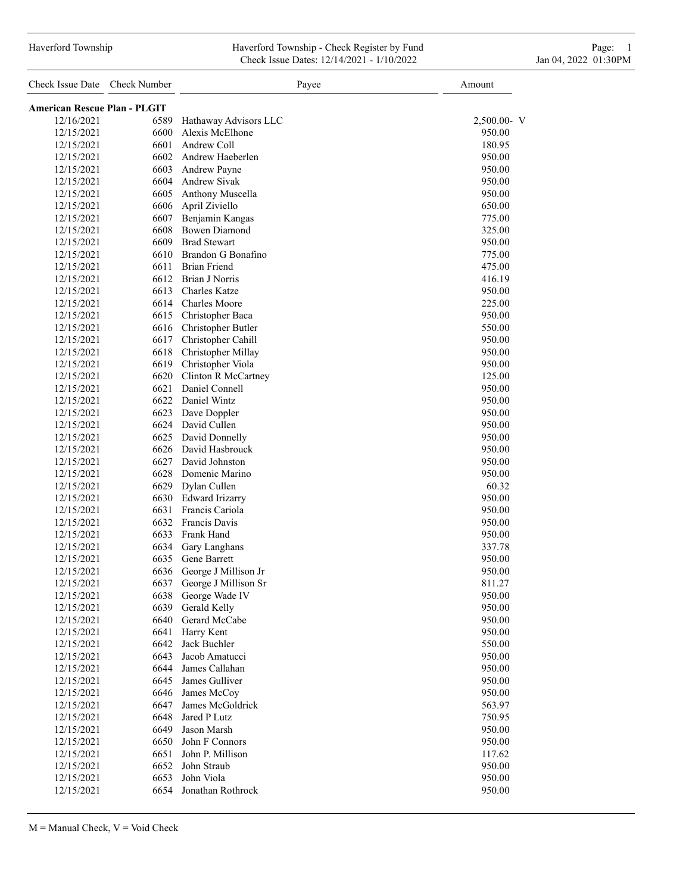Haverford Township

Haverford Township - Check Register by Fund
Check Issue Dates: 12/14/2021 - 1/10/2022

Jan 04, 2022 01:30PM

| Check Issue Date | Check Number | Payee | Amount |
|---|---|---|---|
| **American Rescue Plan - PLGIT** | | | |
| 12/16/2021 | 6589 | Hathaway Advisors LLC | 2,500.00- V |
| 12/15/2021 | 6600 | Alexis McElhone | 950.00 |
| 12/15/2021 | 6601 | Andrew Coll | 180.95 |
| 12/15/2021 | 6602 | Andrew Haeberlen | 950.00 |
| 12/15/2021 | 6603 | Andrew Payne | 950.00 |
| 12/15/2021 | 6604 | Andrew Sivak | 950.00 |
| 12/15/2021 | 6605 | Anthony Muscella | 950.00 |
| 12/15/2021 | 6606 | April Ziviello | 650.00 |
| 12/15/2021 | 6607 | Benjamin Kangas | 775.00 |
| 12/15/2021 | 6608 | Bowen Diamond | 325.00 |
| 12/15/2021 | 6609 | Brad Stewart | 950.00 |
| 12/15/2021 | 6610 | Brandon G Bonafino | 775.00 |
| 12/15/2021 | 6611 | Brian Friend | 475.00 |
| 12/15/2021 | 6612 | Brian J Norris | 416.19 |
| 12/15/2021 | 6613 | Charles Katze | 950.00 |
| 12/15/2021 | 6614 | Charles Moore | 225.00 |
| 12/15/2021 | 6615 | Christopher Baca | 950.00 |
| 12/15/2021 | 6616 | Christopher Butler | 550.00 |
| 12/15/2021 | 6617 | Christopher Cahill | 950.00 |
| 12/15/2021 | 6618 | Christopher Millay | 950.00 |
| 12/15/2021 | 6619 | Christopher Viola | 950.00 |
| 12/15/2021 | 6620 | Clinton R McCartney | 125.00 |
| 12/15/2021 | 6621 | Daniel Connell | 950.00 |
| 12/15/2021 | 6622 | Daniel Wintz | 950.00 |
| 12/15/2021 | 6623 | Dave Doppler | 950.00 |
| 12/15/2021 | 6624 | David Cullen | 950.00 |
| 12/15/2021 | 6625 | David Donnelly | 950.00 |
| 12/15/2021 | 6626 | David Hasbrouck | 950.00 |
| 12/15/2021 | 6627 | David Johnston | 950.00 |
| 12/15/2021 | 6628 | Domenic Marino | 950.00 |
| 12/15/2021 | 6629 | Dylan Cullen | 60.32 |
| 12/15/2021 | 6630 | Edward Irizarry | 950.00 |
| 12/15/2021 | 6631 | Francis Cariola | 950.00 |
| 12/15/2021 | 6632 | Francis Davis | 950.00 |
| 12/15/2021 | 6633 | Frank Hand | 950.00 |
| 12/15/2021 | 6634 | Gary Langhans | 337.78 |
| 12/15/2021 | 6635 | Gene Barrett | 950.00 |
| 12/15/2021 | 6636 | George J Millison Jr | 950.00 |
| 12/15/2021 | 6637 | George J Millison Sr | 811.27 |
| 12/15/2021 | 6638 | George Wade IV | 950.00 |
| 12/15/2021 | 6639 | Gerald Kelly | 950.00 |
| 12/15/2021 | 6640 | Gerard McCabe | 950.00 |
| 12/15/2021 | 6641 | Harry Kent | 950.00 |
| 12/15/2021 | 6642 | Jack Buchler | 550.00 |
| 12/15/2021 | 6643 | Jacob Amatucci | 950.00 |
| 12/15/2021 | 6644 | James Callahan | 950.00 |
| 12/15/2021 | 6645 | James Gulliver | 950.00 |
| 12/15/2021 | 6646 | James McCoy | 950.00 |
| 12/15/2021 | 6647 | James McGoldrick | 563.97 |
| 12/15/2021 | 6648 | Jared P Lutz | 750.95 |
| 12/15/2021 | 6649 | Jason Marsh | 950.00 |
| 12/15/2021 | 6650 | John F Connors | 950.00 |
| 12/15/2021 | 6651 | John P. Millison | 117.62 |
| 12/15/2021 | 6652 | John Straub | 950.00 |
| 12/15/2021 | 6653 | John Viola | 950.00 |
| 12/15/2021 | 6654 | Jonathan Rothrock | 950.00 |

M = Manual Check, V = Void Check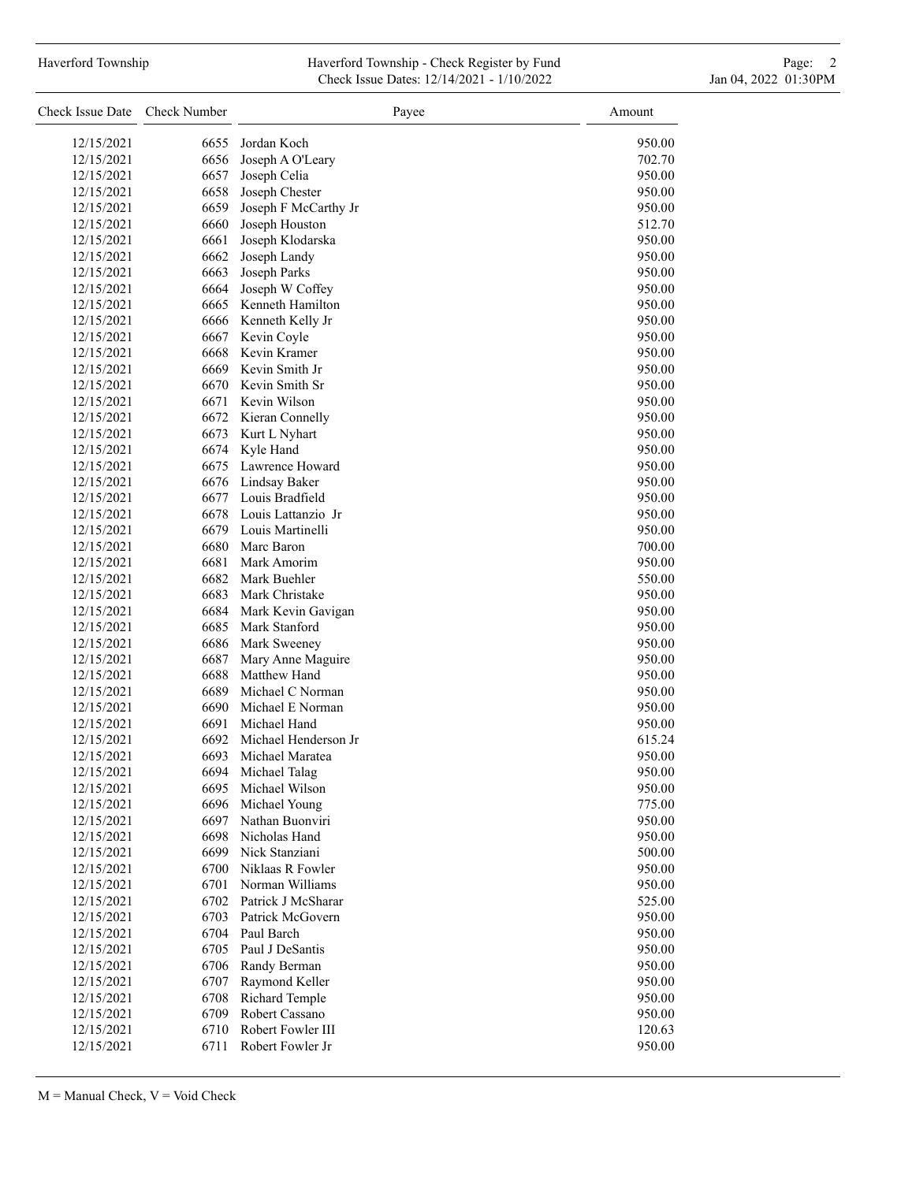| Check Issue Date | Check Number | Payee | Amount |
|---|---|---|---|
| 12/15/2021 | 6655 | Jordan Koch | 950.00 |
| 12/15/2021 | 6656 | Joseph A O'Leary | 702.70 |
| 12/15/2021 | 6657 | Joseph Celia | 950.00 |
| 12/15/2021 | 6658 | Joseph Chester | 950.00 |
| 12/15/2021 | 6659 | Joseph F McCarthy Jr | 950.00 |
| 12/15/2021 | 6660 | Joseph Houston | 512.70 |
| 12/15/2021 | 6661 | Joseph Klodarska | 950.00 |
| 12/15/2021 | 6662 | Joseph Landy | 950.00 |
| 12/15/2021 | 6663 | Joseph Parks | 950.00 |
| 12/15/2021 | 6664 | Joseph W Coffey | 950.00 |
| 12/15/2021 | 6665 | Kenneth Hamilton | 950.00 |
| 12/15/2021 | 6666 | Kenneth Kelly Jr | 950.00 |
| 12/15/2021 | 6667 | Kevin Coyle | 950.00 |
| 12/15/2021 | 6668 | Kevin Kramer | 950.00 |
| 12/15/2021 | 6669 | Kevin Smith Jr | 950.00 |
| 12/15/2021 | 6670 | Kevin Smith Sr | 950.00 |
| 12/15/2021 | 6671 | Kevin Wilson | 950.00 |
| 12/15/2021 | 6672 | Kieran Connelly | 950.00 |
| 12/15/2021 | 6673 | Kurt L Nyhart | 950.00 |
| 12/15/2021 | 6674 | Kyle Hand | 950.00 |
| 12/15/2021 | 6675 | Lawrence Howard | 950.00 |
| 12/15/2021 | 6676 | Lindsay Baker | 950.00 |
| 12/15/2021 | 6677 | Louis Bradfield | 950.00 |
| 12/15/2021 | 6678 | Louis Lattanzio Jr | 950.00 |
| 12/15/2021 | 6679 | Louis Martinelli | 950.00 |
| 12/15/2021 | 6680 | Marc Baron | 700.00 |
| 12/15/2021 | 6681 | Mark Amorim | 950.00 |
| 12/15/2021 | 6682 | Mark Buehler | 550.00 |
| 12/15/2021 | 6683 | Mark Christake | 950.00 |
| 12/15/2021 | 6684 | Mark Kevin Gavigan | 950.00 |
| 12/15/2021 | 6685 | Mark Stanford | 950.00 |
| 12/15/2021 | 6686 | Mark Sweeney | 950.00 |
| 12/15/2021 | 6687 | Mary Anne Maguire | 950.00 |
| 12/15/2021 | 6688 | Matthew Hand | 950.00 |
| 12/15/2021 | 6689 | Michael C Norman | 950.00 |
| 12/15/2021 | 6690 | Michael E Norman | 950.00 |
| 12/15/2021 | 6691 | Michael Hand | 950.00 |
| 12/15/2021 | 6692 | Michael Henderson Jr | 615.24 |
| 12/15/2021 | 6693 | Michael Maratea | 950.00 |
| 12/15/2021 | 6694 | Michael Talag | 950.00 |
| 12/15/2021 | 6695 | Michael Wilson | 950.00 |
| 12/15/2021 | 6696 | Michael Young | 775.00 |
| 12/15/2021 | 6697 | Nathan Buonviri | 950.00 |
| 12/15/2021 | 6698 | Nicholas Hand | 950.00 |
| 12/15/2021 | 6699 | Nick Stanziani | 500.00 |
| 12/15/2021 | 6700 | Niklaas R Fowler | 950.00 |
| 12/15/2021 | 6701 | Norman Williams | 950.00 |
| 12/15/2021 | 6702 | Patrick J McSharar | 525.00 |
| 12/15/2021 | 6703 | Patrick McGovern | 950.00 |
| 12/15/2021 | 6704 | Paul Barch | 950.00 |
| 12/15/2021 | 6705 | Paul J DeSantis | 950.00 |
| 12/15/2021 | 6706 | Randy Berman | 950.00 |
| 12/15/2021 | 6707 | Raymond Keller | 950.00 |
| 12/15/2021 | 6708 | Richard Temple | 950.00 |
| 12/15/2021 | 6709 | Robert Cassano | 950.00 |
| 12/15/2021 | 6710 | Robert Fowler III | 120.63 |
| 12/15/2021 | 6711 | Robert Fowler Jr | 950.00 |

M = Manual Check, V = Void Check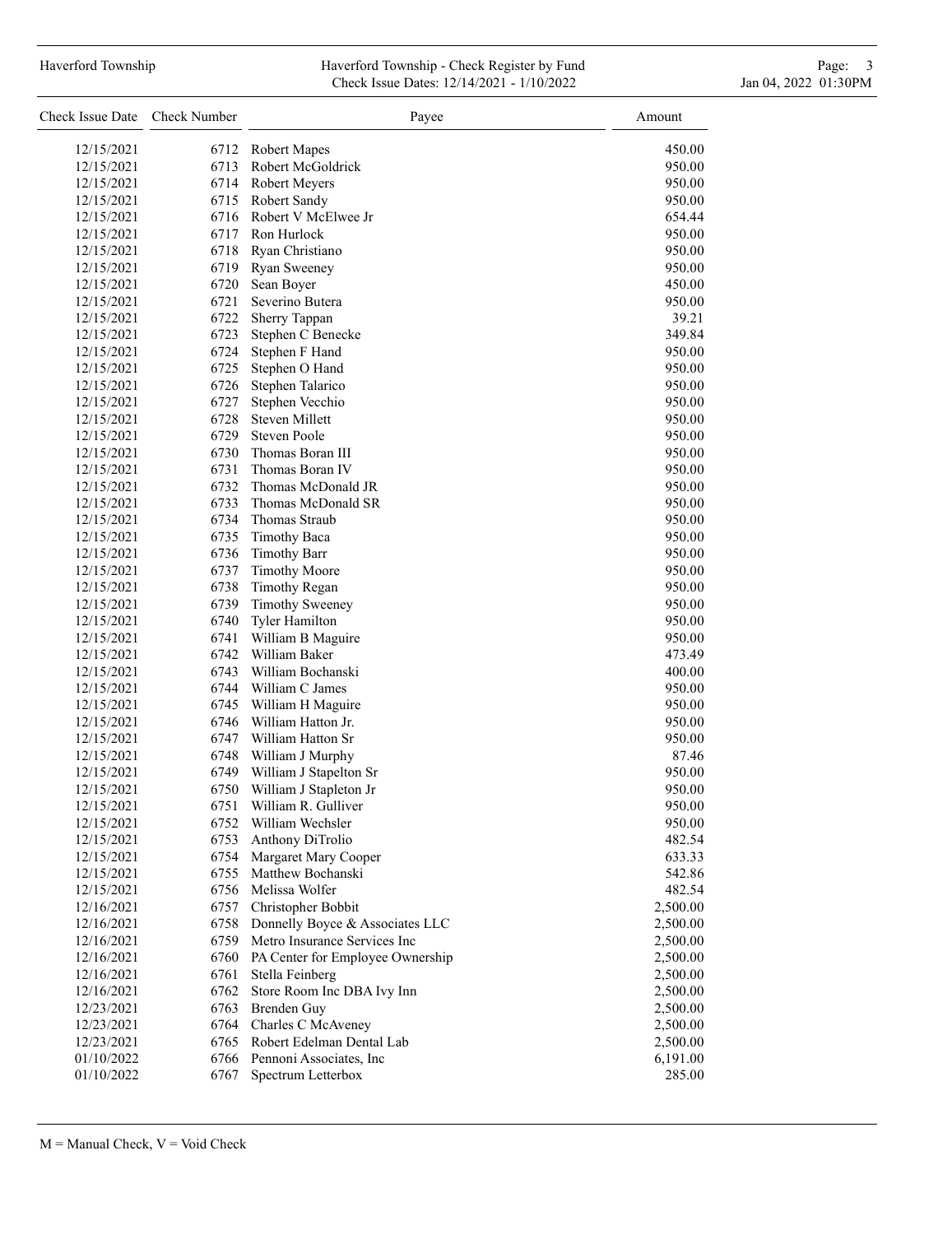| Check Issue Date | Check Number | Payee | Amount |
|---|---|---|---|
| 12/15/2021 | 6712 | Robert Mapes | 450.00 |
| 12/15/2021 | 6713 | Robert McGoldrick | 950.00 |
| 12/15/2021 | 6714 | Robert Meyers | 950.00 |
| 12/15/2021 | 6715 | Robert Sandy | 950.00 |
| 12/15/2021 | 6716 | Robert V McElwee Jr | 654.44 |
| 12/15/2021 | 6717 | Ron Hurlock | 950.00 |
| 12/15/2021 | 6718 | Ryan Christiano | 950.00 |
| 12/15/2021 | 6719 | Ryan Sweeney | 950.00 |
| 12/15/2021 | 6720 | Sean Boyer | 450.00 |
| 12/15/2021 | 6721 | Severino Butera | 950.00 |
| 12/15/2021 | 6722 | Sherry Tappan | 39.21 |
| 12/15/2021 | 6723 | Stephen C Benecke | 349.84 |
| 12/15/2021 | 6724 | Stephen F Hand | 950.00 |
| 12/15/2021 | 6725 | Stephen O Hand | 950.00 |
| 12/15/2021 | 6726 | Stephen Talarico | 950.00 |
| 12/15/2021 | 6727 | Stephen Vecchio | 950.00 |
| 12/15/2021 | 6728 | Steven Millett | 950.00 |
| 12/15/2021 | 6729 | Steven Poole | 950.00 |
| 12/15/2021 | 6730 | Thomas Boran III | 950.00 |
| 12/15/2021 | 6731 | Thomas Boran IV | 950.00 |
| 12/15/2021 | 6732 | Thomas McDonald JR | 950.00 |
| 12/15/2021 | 6733 | Thomas McDonald SR | 950.00 |
| 12/15/2021 | 6734 | Thomas Straub | 950.00 |
| 12/15/2021 | 6735 | Timothy Baca | 950.00 |
| 12/15/2021 | 6736 | Timothy Barr | 950.00 |
| 12/15/2021 | 6737 | Timothy Moore | 950.00 |
| 12/15/2021 | 6738 | Timothy Regan | 950.00 |
| 12/15/2021 | 6739 | Timothy Sweeney | 950.00 |
| 12/15/2021 | 6740 | Tyler Hamilton | 950.00 |
| 12/15/2021 | 6741 | William B Maguire | 950.00 |
| 12/15/2021 | 6742 | William Baker | 473.49 |
| 12/15/2021 | 6743 | William Bochanski | 400.00 |
| 12/15/2021 | 6744 | William C James | 950.00 |
| 12/15/2021 | 6745 | William H Maguire | 950.00 |
| 12/15/2021 | 6746 | William Hatton Jr. | 950.00 |
| 12/15/2021 | 6747 | William Hatton Sr | 950.00 |
| 12/15/2021 | 6748 | William J Murphy | 87.46 |
| 12/15/2021 | 6749 | William J Stapelton Sr | 950.00 |
| 12/15/2021 | 6750 | William J Stapleton Jr | 950.00 |
| 12/15/2021 | 6751 | William R. Gulliver | 950.00 |
| 12/15/2021 | 6752 | William Wechsler | 950.00 |
| 12/15/2021 | 6753 | Anthony DiTrolio | 482.54 |
| 12/15/2021 | 6754 | Margaret Mary Cooper | 633.33 |
| 12/15/2021 | 6755 | Matthew Bochanski | 542.86 |
| 12/15/2021 | 6756 | Melissa Wolfer | 482.54 |
| 12/16/2021 | 6757 | Christopher Bobbit | 2,500.00 |
| 12/16/2021 | 6758 | Donnelly Boyce & Associates LLC | 2,500.00 |
| 12/16/2021 | 6759 | Metro Insurance Services Inc | 2,500.00 |
| 12/16/2021 | 6760 | PA Center for Employee Ownership | 2,500.00 |
| 12/16/2021 | 6761 | Stella Feinberg | 2,500.00 |
| 12/16/2021 | 6762 | Store Room Inc DBA Ivy Inn | 2,500.00 |
| 12/23/2021 | 6763 | Brenden Guy | 2,500.00 |
| 12/23/2021 | 6764 | Charles C McAveney | 2,500.00 |
| 12/23/2021 | 6765 | Robert Edelman Dental Lab | 2,500.00 |
| 01/10/2022 | 6766 | Pennoni Associates, Inc | 6,191.00 |
| 01/10/2022 | 6767 | Spectrum Letterbox | 285.00 |

M = Manual Check, V = Void Check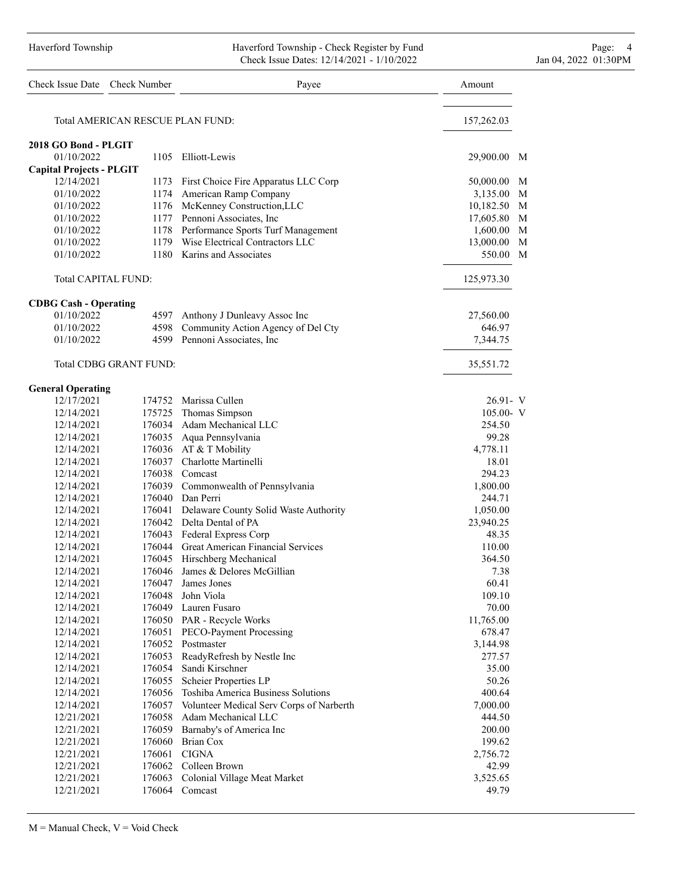| Check Issue Date | Check Number | Payee | Amount | |
|---|---|---|---|---|
| Total AMERICAN RESCUE PLAN FUND: | | | 157,262.03 | |
| **2018 GO Bond - PLGIT** | | | | |
| 01/10/2022 | 1105 | Elliott-Lewis | 29,900.00 | M |
| **Capital Projects - PLGIT** | | | | |
| 12/14/2021 | 1173 | First Choice Fire Apparatus LLC Corp | 50,000.00 | M |
| 01/10/2022 | 1174 | American Ramp Company | 3,135.00 | M |
| 01/10/2022 | 1176 | McKenney Construction,LLC | 10,182.50 | M |
| 01/10/2022 | 1177 | Pennoni Associates, Inc | 17,605.80 | M |
| 01/10/2022 | 1178 | Performance Sports Turf Management | 1,600.00 | M |
| 01/10/2022 | 1179 | Wise Electrical Contractors LLC | 13,000.00 | M |
| 01/10/2022 | 1180 | Karins and Associates | 550.00 | M |
| Total CAPITAL FUND: | | | 125,973.30 | |
| **CDBG Cash - Operating** | | | | |
| 01/10/2022 | 4597 | Anthony J Dunleavy Assoc Inc | 27,560.00 | |
| 01/10/2022 | 4598 | Community Action Agency of Del Cty | 646.97 | |
| 01/10/2022 | 4599 | Pennoni Associates, Inc | 7,344.75 | |
| Total CDBG GRANT FUND: | | | 35,551.72 | |
| **General Operating** | | | | |
| 12/17/2021 | 174752 | Marissa Cullen | 26.91- | V |
| 12/14/2021 | 175725 | Thomas Simpson | 105.00- | V |
| 12/14/2021 | 176034 | Adam Mechanical LLC | 254.50 | |
| 12/14/2021 | 176035 | Aqua Pennsylvania | 99.28 | |
| 12/14/2021 | 176036 | AT & T Mobility | 4,778.11 | |
| 12/14/2021 | 176037 | Charlotte Martinelli | 18.01 | |
| 12/14/2021 | 176038 | Comcast | 294.23 | |
| 12/14/2021 | 176039 | Commonwealth of Pennsylvania | 1,800.00 | |
| 12/14/2021 | 176040 | Dan Perri | 244.71 | |
| 12/14/2021 | 176041 | Delaware County Solid Waste Authority | 1,050.00 | |
| 12/14/2021 | 176042 | Delta Dental of PA | 23,940.25 | |
| 12/14/2021 | 176043 | Federal Express Corp | 48.35 | |
| 12/14/2021 | 176044 | Great American Financial Services | 110.00 | |
| 12/14/2021 | 176045 | Hirschberg Mechanical | 364.50 | |
| 12/14/2021 | 176046 | James & Delores McGillian | 7.38 | |
| 12/14/2021 | 176047 | James Jones | 60.41 | |
| 12/14/2021 | 176048 | John Viola | 109.10 | |
| 12/14/2021 | 176049 | Lauren Fusaro | 70.00 | |
| 12/14/2021 | 176050 | PAR - Recycle Works | 11,765.00 | |
| 12/14/2021 | 176051 | PECO-Payment Processing | 678.47 | |
| 12/14/2021 | 176052 | Postmaster | 3,144.98 | |
| 12/14/2021 | 176053 | ReadyRefresh by Nestle Inc | 277.57 | |
| 12/14/2021 | 176054 | Sandi Kirschner | 35.00 | |
| 12/14/2021 | 176055 | Scheier Properties LP | 50.26 | |
| 12/14/2021 | 176056 | Toshiba America Business Solutions | 400.64 | |
| 12/14/2021 | 176057 | Volunteer Medical Serv Corps of Narberth | 7,000.00 | |
| 12/21/2021 | 176058 | Adam Mechanical LLC | 444.50 | |
| 12/21/2021 | 176059 | Barnaby's of America Inc | 200.00 | |
| 12/21/2021 | 176060 | Brian Cox | 199.62 | |
| 12/21/2021 | 176061 | CIGNA | 2,756.72 | |
| 12/21/2021 | 176062 | Colleen Brown | 42.99 | |
| 12/21/2021 | 176063 | Colonial Village Meat Market | 3,525.65 | |
| 12/21/2021 | 176064 | Comcast | 49.79 | |

M = Manual Check, V = Void Check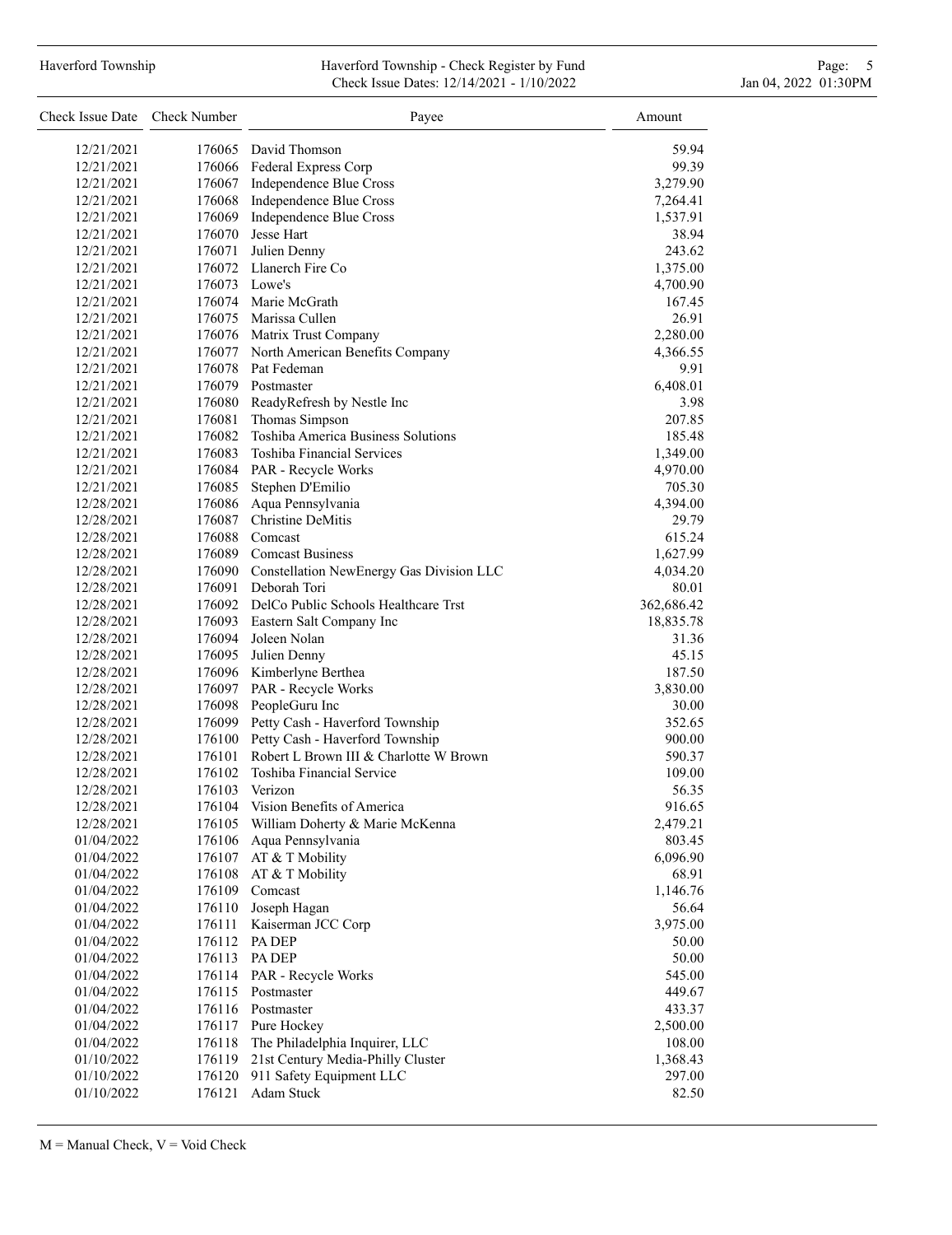| Check Issue Date | Check Number | Payee | Amount |
|---|---|---|---|
| 12/21/2021 | 176065 | David Thomson | 59.94 |
| 12/21/2021 | 176066 | Federal Express Corp | 99.39 |
| 12/21/2021 | 176067 | Independence Blue Cross | 3,279.90 |
| 12/21/2021 | 176068 | Independence Blue Cross | 7,264.41 |
| 12/21/2021 | 176069 | Independence Blue Cross | 1,537.91 |
| 12/21/2021 | 176070 | Jesse Hart | 38.94 |
| 12/21/2021 | 176071 | Julien Denny | 243.62 |
| 12/21/2021 | 176072 | Llanerch Fire Co | 1,375.00 |
| 12/21/2021 | 176073 | Lowe's | 4,700.90 |
| 12/21/2021 | 176074 | Marie McGrath | 167.45 |
| 12/21/2021 | 176075 | Marissa Cullen | 26.91 |
| 12/21/2021 | 176076 | Matrix Trust Company | 2,280.00 |
| 12/21/2021 | 176077 | North American Benefits Company | 4,366.55 |
| 12/21/2021 | 176078 | Pat Fedeman | 9.91 |
| 12/21/2021 | 176079 | Postmaster | 6,408.01 |
| 12/21/2021 | 176080 | ReadyRefresh by Nestle Inc | 3.98 |
| 12/21/2021 | 176081 | Thomas Simpson | 207.85 |
| 12/21/2021 | 176082 | Toshiba America Business Solutions | 185.48 |
| 12/21/2021 | 176083 | Toshiba Financial Services | 1,349.00 |
| 12/21/2021 | 176084 | PAR - Recycle Works | 4,970.00 |
| 12/21/2021 | 176085 | Stephen D'Emilio | 705.30 |
| 12/28/2021 | 176086 | Aqua Pennsylvania | 4,394.00 |
| 12/28/2021 | 176087 | Christine DeMitis | 29.79 |
| 12/28/2021 | 176088 | Comcast | 615.24 |
| 12/28/2021 | 176089 | Comcast Business | 1,627.99 |
| 12/28/2021 | 176090 | Constellation NewEnergy Gas Division LLC | 4,034.20 |
| 12/28/2021 | 176091 | Deborah Tori | 80.01 |
| 12/28/2021 | 176092 | DelCo Public Schools Healthcare Trst | 362,686.42 |
| 12/28/2021 | 176093 | Eastern Salt Company Inc | 18,835.78 |
| 12/28/2021 | 176094 | Joleen Nolan | 31.36 |
| 12/28/2021 | 176095 | Julien Denny | 45.15 |
| 12/28/2021 | 176096 | Kimberlyne Berthea | 187.50 |
| 12/28/2021 | 176097 | PAR - Recycle Works | 3,830.00 |
| 12/28/2021 | 176098 | PeopleGuru Inc | 30.00 |
| 12/28/2021 | 176099 | Petty Cash - Haverford Township | 352.65 |
| 12/28/2021 | 176100 | Petty Cash - Haverford Township | 900.00 |
| 12/28/2021 | 176101 | Robert L Brown III & Charlotte W Brown | 590.37 |
| 12/28/2021 | 176102 | Toshiba Financial Service | 109.00 |
| 12/28/2021 | 176103 | Verizon | 56.35 |
| 12/28/2021 | 176104 | Vision Benefits of America | 916.65 |
| 12/28/2021 | 176105 | William Doherty & Marie McKenna | 2,479.21 |
| 01/04/2022 | 176106 | Aqua Pennsylvania | 803.45 |
| 01/04/2022 | 176107 | AT & T Mobility | 6,096.90 |
| 01/04/2022 | 176108 | AT & T Mobility | 68.91 |
| 01/04/2022 | 176109 | Comcast | 1,146.76 |
| 01/04/2022 | 176110 | Joseph Hagan | 56.64 |
| 01/04/2022 | 176111 | Kaiserman JCC Corp | 3,975.00 |
| 01/04/2022 | 176112 | PA DEP | 50.00 |
| 01/04/2022 | 176113 | PA DEP | 50.00 |
| 01/04/2022 | 176114 | PAR - Recycle Works | 545.00 |
| 01/04/2022 | 176115 | Postmaster | 449.67 |
| 01/04/2022 | 176116 | Postmaster | 433.37 |
| 01/04/2022 | 176117 | Pure Hockey | 2,500.00 |
| 01/04/2022 | 176118 | The Philadelphia Inquirer, LLC | 108.00 |
| 01/10/2022 | 176119 | 21st Century Media-Philly Cluster | 1,368.43 |
| 01/10/2022 | 176120 | 911 Safety Equipment LLC | 297.00 |
| 01/10/2022 | 176121 | Adam Stuck | 82.50 |

M = Manual Check, V = Void Check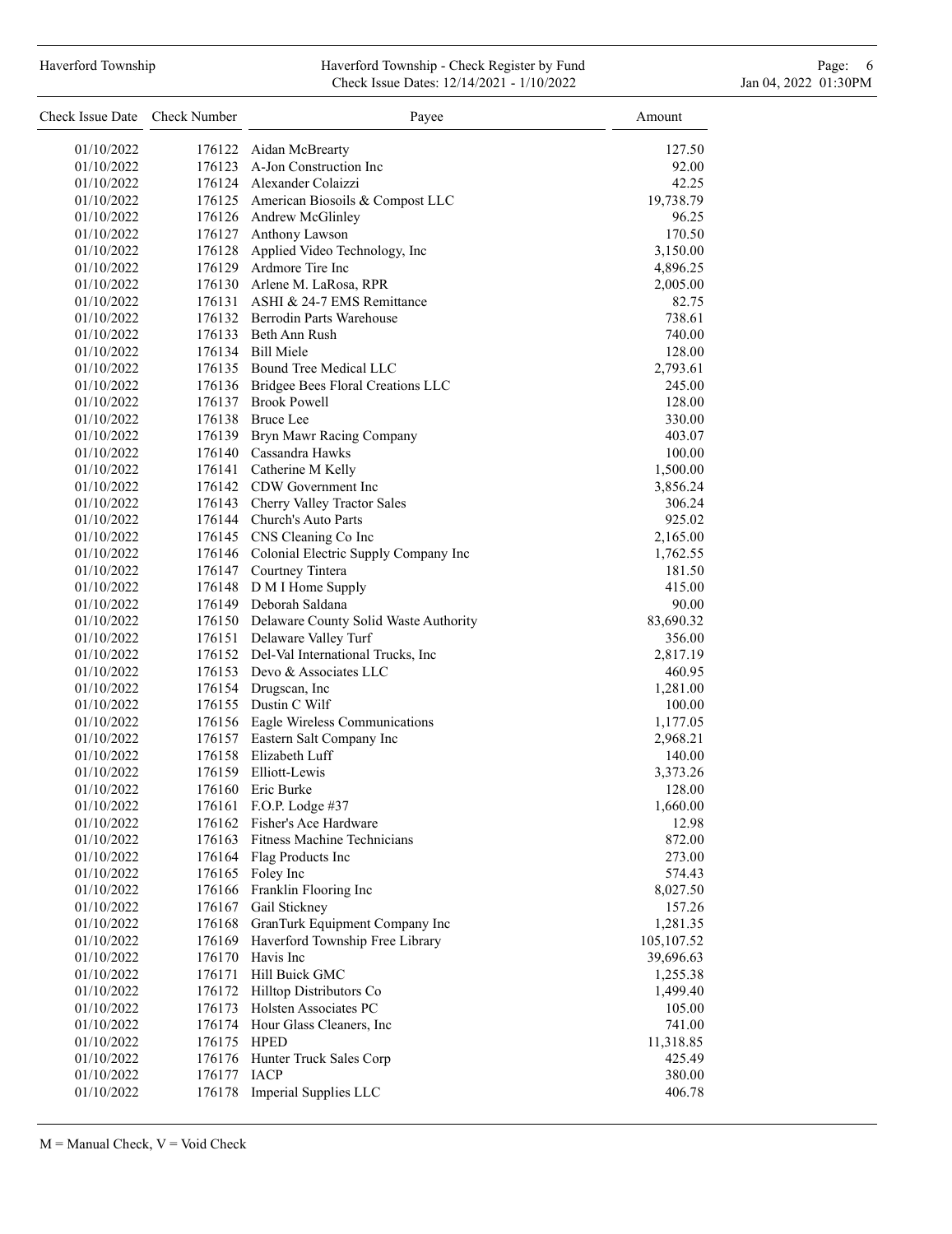| Check Issue Date | Check Number | Payee | Amount |
|---|---|---|---|
| 01/10/2022 | 176122 | Aidan McBrearty | 127.50 |
| 01/10/2022 | 176123 | A-Jon Construction Inc | 92.00 |
| 01/10/2022 | 176124 | Alexander Colaizzi | 42.25 |
| 01/10/2022 | 176125 | American Biosoils & Compost LLC | 19,738.79 |
| 01/10/2022 | 176126 | Andrew McGlinley | 96.25 |
| 01/10/2022 | 176127 | Anthony Lawson | 170.50 |
| 01/10/2022 | 176128 | Applied Video Technology, Inc | 3,150.00 |
| 01/10/2022 | 176129 | Ardmore Tire Inc | 4,896.25 |
| 01/10/2022 | 176130 | Arlene M. LaRosa, RPR | 2,005.00 |
| 01/10/2022 | 176131 | ASHI & 24-7 EMS Remittance | 82.75 |
| 01/10/2022 | 176132 | Berrodin Parts Warehouse | 738.61 |
| 01/10/2022 | 176133 | Beth Ann Rush | 740.00 |
| 01/10/2022 | 176134 | Bill Miele | 128.00 |
| 01/10/2022 | 176135 | Bound Tree Medical LLC | 2,793.61 |
| 01/10/2022 | 176136 | Bridgee Bees Floral Creations LLC | 245.00 |
| 01/10/2022 | 176137 | Brook Powell | 128.00 |
| 01/10/2022 | 176138 | Bruce Lee | 330.00 |
| 01/10/2022 | 176139 | Bryn Mawr Racing Company | 403.07 |
| 01/10/2022 | 176140 | Cassandra Hawks | 100.00 |
| 01/10/2022 | 176141 | Catherine M Kelly | 1,500.00 |
| 01/10/2022 | 176142 | CDW Government Inc | 3,856.24 |
| 01/10/2022 | 176143 | Cherry Valley Tractor Sales | 306.24 |
| 01/10/2022 | 176144 | Church's Auto Parts | 925.02 |
| 01/10/2022 | 176145 | CNS Cleaning Co Inc | 2,165.00 |
| 01/10/2022 | 176146 | Colonial Electric Supply Company Inc | 1,762.55 |
| 01/10/2022 | 176147 | Courtney Tintera | 181.50 |
| 01/10/2022 | 176148 | D M I Home Supply | 415.00 |
| 01/10/2022 | 176149 | Deborah Saldana | 90.00 |
| 01/10/2022 | 176150 | Delaware County Solid Waste Authority | 83,690.32 |
| 01/10/2022 | 176151 | Delaware Valley Turf | 356.00 |
| 01/10/2022 | 176152 | Del-Val International Trucks, Inc | 2,817.19 |
| 01/10/2022 | 176153 | Devo & Associates LLC | 460.95 |
| 01/10/2022 | 176154 | Drugscan, Inc | 1,281.00 |
| 01/10/2022 | 176155 | Dustin C Wilf | 100.00 |
| 01/10/2022 | 176156 | Eagle Wireless Communications | 1,177.05 |
| 01/10/2022 | 176157 | Eastern Salt Company Inc | 2,968.21 |
| 01/10/2022 | 176158 | Elizabeth Luff | 140.00 |
| 01/10/2022 | 176159 | Elliott-Lewis | 3,373.26 |
| 01/10/2022 | 176160 | Eric Burke | 128.00 |
| 01/10/2022 | 176161 | F.O.P. Lodge #37 | 1,660.00 |
| 01/10/2022 | 176162 | Fisher's Ace Hardware | 12.98 |
| 01/10/2022 | 176163 | Fitness Machine Technicians | 872.00 |
| 01/10/2022 | 176164 | Flag Products Inc | 273.00 |
| 01/10/2022 | 176165 | Foley Inc | 574.43 |
| 01/10/2022 | 176166 | Franklin Flooring Inc | 8,027.50 |
| 01/10/2022 | 176167 | Gail Stickney | 157.26 |
| 01/10/2022 | 176168 | GranTurk Equipment Company Inc | 1,281.35 |
| 01/10/2022 | 176169 | Haverford Township Free Library | 105,107.52 |
| 01/10/2022 | 176170 | Havis Inc | 39,696.63 |
| 01/10/2022 | 176171 | Hill Buick GMC | 1,255.38 |
| 01/10/2022 | 176172 | Hilltop Distributors Co | 1,499.40 |
| 01/10/2022 | 176173 | Holsten Associates PC | 105.00 |
| 01/10/2022 | 176174 | Hour Glass Cleaners, Inc | 741.00 |
| 01/10/2022 | 176175 | HPED | 11,318.85 |
| 01/10/2022 | 176176 | Hunter Truck Sales Corp | 425.49 |
| 01/10/2022 | 176177 | IACP | 380.00 |
| 01/10/2022 | 176178 | Imperial Supplies LLC | 406.78 |

M = Manual Check, V = Void Check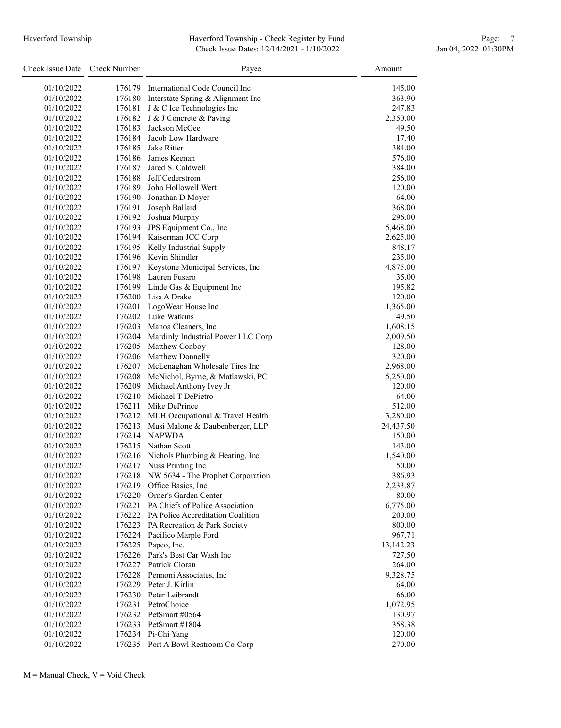| Check Issue Date | Check Number | Payee | Amount |
|---|---|---|---|
| 01/10/2022 | 176179 | International Code Council Inc | 145.00 |
| 01/10/2022 | 176180 | Interstate Spring & Alignment Inc | 363.90 |
| 01/10/2022 | 176181 | J & C Ice Technologies Inc | 247.83 |
| 01/10/2022 | 176182 | J & J Concrete & Paving | 2,350.00 |
| 01/10/2022 | 176183 | Jackson McGee | 49.50 |
| 01/10/2022 | 176184 | Jacob Low Hardware | 17.40 |
| 01/10/2022 | 176185 | Jake Ritter | 384.00 |
| 01/10/2022 | 176186 | James Keenan | 576.00 |
| 01/10/2022 | 176187 | Jared S. Caldwell | 384.00 |
| 01/10/2022 | 176188 | Jeff Cederstrom | 256.00 |
| 01/10/2022 | 176189 | John Hollowell Wert | 120.00 |
| 01/10/2022 | 176190 | Jonathan D Moyer | 64.00 |
| 01/10/2022 | 176191 | Joseph Ballard | 368.00 |
| 01/10/2022 | 176192 | Joshua Murphy | 296.00 |
| 01/10/2022 | 176193 | JPS Equipment Co., Inc | 5,468.00 |
| 01/10/2022 | 176194 | Kaiserman JCC Corp | 2,625.00 |
| 01/10/2022 | 176195 | Kelly Industrial Supply | 848.17 |
| 01/10/2022 | 176196 | Kevin Shindler | 235.00 |
| 01/10/2022 | 176197 | Keystone Municipal Services, Inc | 4,875.00 |
| 01/10/2022 | 176198 | Lauren Fusaro | 35.00 |
| 01/10/2022 | 176199 | Linde Gas & Equipment Inc | 195.82 |
| 01/10/2022 | 176200 | Lisa A Drake | 120.00 |
| 01/10/2022 | 176201 | LogoWear House Inc | 1,365.00 |
| 01/10/2022 | 176202 | Luke Watkins | 49.50 |
| 01/10/2022 | 176203 | Manoa Cleaners, Inc | 1,608.15 |
| 01/10/2022 | 176204 | Mardinly Industrial Power LLC Corp | 2,009.50 |
| 01/10/2022 | 176205 | Matthew Conboy | 128.00 |
| 01/10/2022 | 176206 | Matthew Donnelly | 320.00 |
| 01/10/2022 | 176207 | McLenaghan Wholesale Tires Inc | 2,968.00 |
| 01/10/2022 | 176208 | McNichol, Byrne, & Matlawski, PC | 5,250.00 |
| 01/10/2022 | 176209 | Michael Anthony Ivey Jr | 120.00 |
| 01/10/2022 | 176210 | Michael T DePietro | 64.00 |
| 01/10/2022 | 176211 | Mike DePrince | 512.00 |
| 01/10/2022 | 176212 | MLH Occupational & Travel Health | 3,280.00 |
| 01/10/2022 | 176213 | Musi Malone & Daubenberger, LLP | 24,437.50 |
| 01/10/2022 | 176214 | NAPWDA | 150.00 |
| 01/10/2022 | 176215 | Nathan Scott | 143.00 |
| 01/10/2022 | 176216 | Nichols Plumbing & Heating, Inc | 1,540.00 |
| 01/10/2022 | 176217 | Nuss Printing Inc | 50.00 |
| 01/10/2022 | 176218 | NW 5634 - The Prophet Corporation | 386.93 |
| 01/10/2022 | 176219 | Office Basics, Inc | 2,233.87 |
| 01/10/2022 | 176220 | Orner's Garden Center | 80.00 |
| 01/10/2022 | 176221 | PA Chiefs of Police Association | 6,775.00 |
| 01/10/2022 | 176222 | PA Police Accreditation Coalition | 200.00 |
| 01/10/2022 | 176223 | PA Recreation & Park Society | 800.00 |
| 01/10/2022 | 176224 | Pacifico Marple Ford | 967.71 |
| 01/10/2022 | 176225 | Papco, Inc. | 13,142.23 |
| 01/10/2022 | 176226 | Park's Best Car Wash Inc | 727.50 |
| 01/10/2022 | 176227 | Patrick Cloran | 264.00 |
| 01/10/2022 | 176228 | Pennoni Associates, Inc | 9,328.75 |
| 01/10/2022 | 176229 | Peter J. Kirlin | 64.00 |
| 01/10/2022 | 176230 | Peter Leibrandt | 66.00 |
| 01/10/2022 | 176231 | PetroChoice | 1,072.95 |
| 01/10/2022 | 176232 | PetSmart #0564 | 130.97 |
| 01/10/2022 | 176233 | PetSmart #1804 | 358.38 |
| 01/10/2022 | 176234 | Pi-Chi Yang | 120.00 |
| 01/10/2022 | 176235 | Port A Bowl Restroom Co Corp | 270.00 |

M = Manual Check, V = Void Check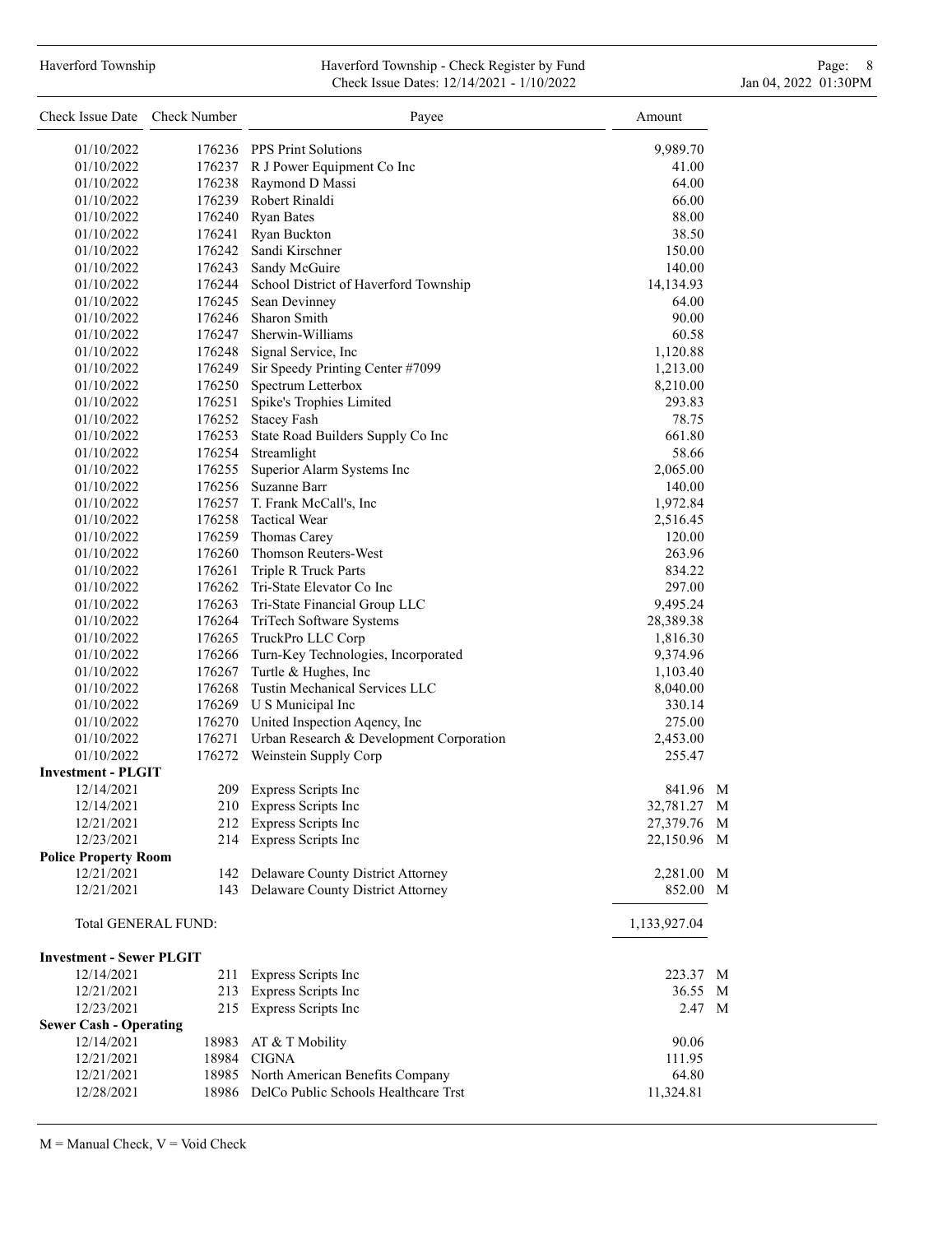| Check Issue Date | Check Number | Payee | Amount | |
|---|---|---|---|---|
| 01/10/2022 | 176236 | PPS Print Solutions | 9,989.70 | |
| 01/10/2022 | 176237 | R J Power Equipment Co Inc | 41.00 | |
| 01/10/2022 | 176238 | Raymond D Massi | 64.00 | |
| 01/10/2022 | 176239 | Robert Rinaldi | 66.00 | |
| 01/10/2022 | 176240 | Ryan Bates | 88.00 | |
| 01/10/2022 | 176241 | Ryan Buckton | 38.50 | |
| 01/10/2022 | 176242 | Sandi Kirschner | 150.00 | |
| 01/10/2022 | 176243 | Sandy McGuire | 140.00 | |
| 01/10/2022 | 176244 | School District of Haverford Township | 14,134.93 | |
| 01/10/2022 | 176245 | Sean Devinney | 64.00 | |
| 01/10/2022 | 176246 | Sharon Smith | 90.00 | |
| 01/10/2022 | 176247 | Sherwin-Williams | 60.58 | |
| 01/10/2022 | 176248 | Signal Service, Inc | 1,120.88 | |
| 01/10/2022 | 176249 | Sir Speedy Printing Center #7099 | 1,213.00 | |
| 01/10/2022 | 176250 | Spectrum Letterbox | 8,210.00 | |
| 01/10/2022 | 176251 | Spike's Trophies Limited | 293.83 | |
| 01/10/2022 | 176252 | Stacey Fash | 78.75 | |
| 01/10/2022 | 176253 | State Road Builders Supply Co Inc | 661.80 | |
| 01/10/2022 | 176254 | Streamlight | 58.66 | |
| 01/10/2022 | 176255 | Superior Alarm Systems Inc | 2,065.00 | |
| 01/10/2022 | 176256 | Suzanne Barr | 140.00 | |
| 01/10/2022 | 176257 | T. Frank McCall's, Inc | 1,972.84 | |
| 01/10/2022 | 176258 | Tactical Wear | 2,516.45 | |
| 01/10/2022 | 176259 | Thomas Carey | 120.00 | |
| 01/10/2022 | 176260 | Thomson Reuters-West | 263.96 | |
| 01/10/2022 | 176261 | Triple R Truck Parts | 834.22 | |
| 01/10/2022 | 176262 | Tri-State Elevator Co Inc | 297.00 | |
| 01/10/2022 | 176263 | Tri-State Financial Group LLC | 9,495.24 | |
| 01/10/2022 | 176264 | TriTech Software Systems | 28,389.38 | |
| 01/10/2022 | 176265 | TruckPro LLC Corp | 1,816.30 | |
| 01/10/2022 | 176266 | Turn-Key Technologies, Incorporated | 9,374.96 | |
| 01/10/2022 | 176267 | Turtle & Hughes, Inc | 1,103.40 | |
| 01/10/2022 | 176268 | Tustin Mechanical Services LLC | 8,040.00 | |
| 01/10/2022 | 176269 | U S Municipal Inc | 330.14 | |
| 01/10/2022 | 176270 | United Inspection Aqency, Inc | 275.00 | |
| 01/10/2022 | 176271 | Urban Research & Development Corporation | 2,453.00 | |
| 01/10/2022 | 176272 | Weinstein Supply Corp | 255.47 | |
| **Investment - PLGIT** | | | | |
| 12/14/2021 | 209 | Express Scripts Inc | 841.96 | M |
| 12/14/2021 | 210 | Express Scripts Inc | 32,781.27 | M |
| 12/21/2021 | 212 | Express Scripts Inc | 27,379.76 | M |
| 12/23/2021 | 214 | Express Scripts Inc | 22,150.96 | M |
| **Police Property Room** | | | | |
| 12/21/2021 | 142 | Delaware County District Attorney | 2,281.00 | M |
| 12/21/2021 | 143 | Delaware County District Attorney | 852.00 | M |
| Total GENERAL FUND: | | | 1,133,927.04 | |
| **Investment - Sewer PLGIT** | | | | |
| 12/14/2021 | 211 | Express Scripts Inc | 223.37 | M |
| 12/21/2021 | 213 | Express Scripts Inc | 36.55 | M |
| 12/23/2021 | 215 | Express Scripts Inc | 2.47 | M |
| **Sewer Cash - Operating** | | | | |
| 12/14/2021 | 18983 | AT & T Mobility | 90.06 | |
| 12/21/2021 | 18984 | CIGNA | 111.95 | |
| 12/21/2021 | 18985 | North American Benefits Company | 64.80 | |
| 12/28/2021 | 18986 | DelCo Public Schools Healthcare Trst | 11,324.81 | |

M = Manual Check, V = Void Check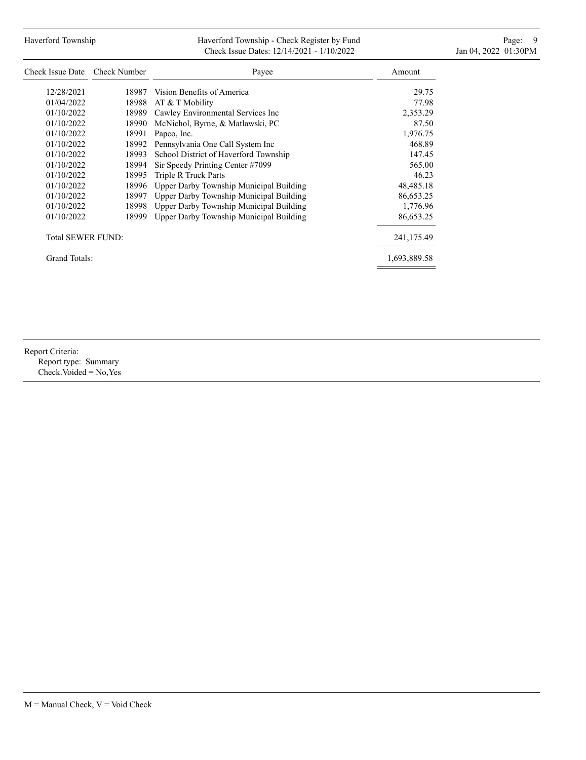| Check Issue Date | Check Number | Payee | Amount |
|---|---|---|---|
| 12/28/2021 | 18987 | Vision Benefits of America | 29.75 |
| 01/04/2022 | 18988 | AT & T Mobility | 77.98 |
| 01/10/2022 | 18989 | Cawley Environmental Services Inc | 2,353.29 |
| 01/10/2022 | 18990 | McNichol, Byrne, & Matlawski, PC | 87.50 |
| 01/10/2022 | 18991 | Papco, Inc. | 1,976.75 |
| 01/10/2022 | 18992 | Pennsylvania One Call System Inc | 468.89 |
| 01/10/2022 | 18993 | School District of Haverford Township | 147.45 |
| 01/10/2022 | 18994 | Sir Speedy Printing Center #7099 | 565.00 |
| 01/10/2022 | 18995 | Triple R Truck Parts | 46.23 |
| 01/10/2022 | 18996 | Upper Darby Township Municipal Building | 48,485.18 |
| 01/10/2022 | 18997 | Upper Darby Township Municipal Building | 86,653.25 |
| 01/10/2022 | 18998 | Upper Darby Township Municipal Building | 1,776.96 |
| 01/10/2022 | 18999 | Upper Darby Township Municipal Building | 86,653.25 |
| Total SEWER FUND: | | | 241,175.49 |
| Grand Totals: | | | 1,693,889.58 |

Report Criteria:
Report type: Summary
Check.Voided = No,Yes

M = Manual Check, V = Void Check